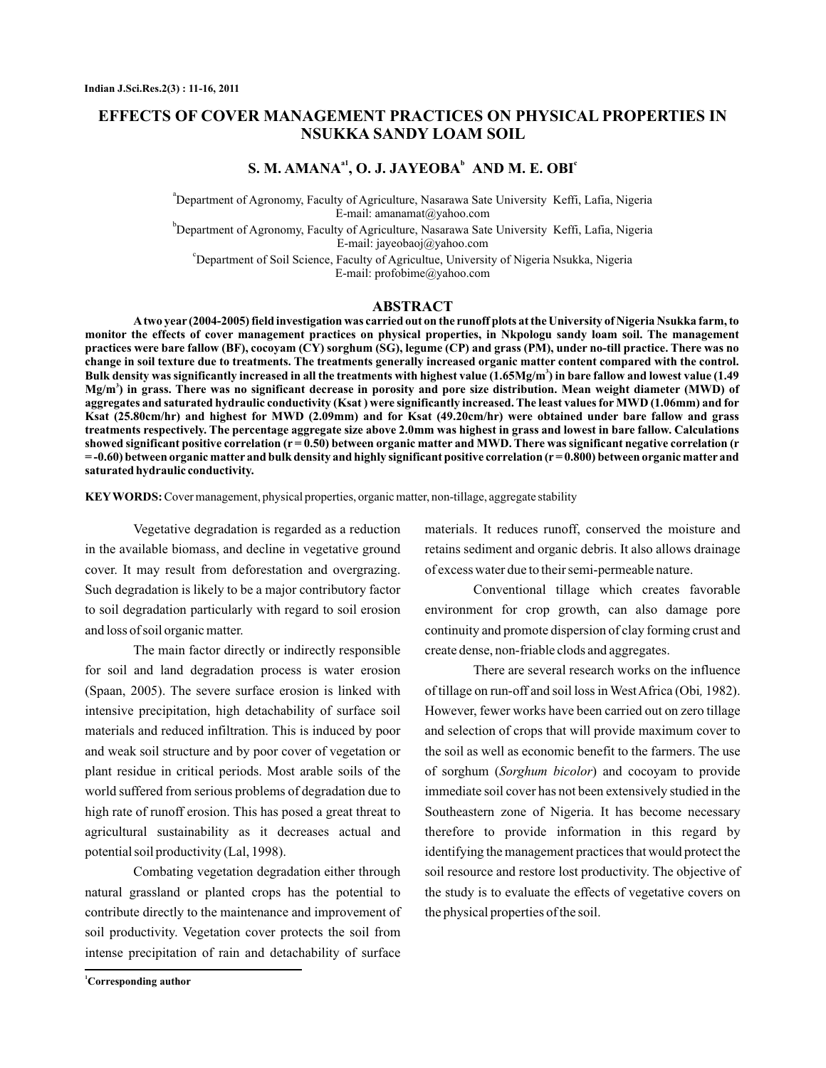# EFFECTS OF COVER MANAGEMENT PRACTICES ON PHYSICAL PROPERTIES IN NSUKKA SANDY LOAM SOIL

**S. M. AMANA[a1], O. J. JAYEOBA[b] AND M. E. OBI[c]**

[a]Department of Agronomy, Faculty of Agriculture, Nasarawa Sate University Keffi, Lafia, Nigeria
E-mail: amanamat@yahoo.com

[b]Department of Agronomy, Faculty of Agriculture, Nasarawa Sate University Keffi, Lafia, Nigeria
E-mail: jayeobaoj@yahoo.com

[c]Department of Soil Science, Faculty of Agricultue, University of Nigeria Nsukka, Nigeria
E-mail: profobime@yahoo.com

## ABSTRACT

**A two year (2004-2005) field investigation was carried out on the runoff plots at the University of Nigeria Nsukka farm, to monitor the effects of cover management practices on physical properties, in Nkpologu sandy loam soil. The management practices were bare fallow (BF), cocoyam (CY) sorghum (SG), legume (CP) and grass (PM), under no-till practice. There was no change in soil texture due to treatments. The treatments generally increased organic matter content compared with the control. Bulk density was significantly increased in all the treatments with highest value (1.65Mg/m$^3$) in bare fallow and lowest value (1.49 Mg/m$^3$) in grass. There was no significant decrease in porosity and pore size distribution. Mean weight diameter (MWD) of aggregates and saturated hydraulic conductivity (Ksat ) were significantly increased. The least values for MWD (1.06mm) and for Ksat (25.80cm/hr) and highest for MWD (2.09mm) and for Ksat (49.20cm/hr) were obtained under bare fallow and grass treatments respectively. The percentage aggregate size above 2.0mm was highest in grass and lowest in bare fallow. Calculations showed significant positive correlation (r = 0.50) between organic matter and MWD. There was significant negative correlation (r = -0.60) between organic matter and bulk density and highly significant positive correlation (r = 0.800) between organic matter and saturated hydraulic conductivity.**

**KEYWORDS:** Cover management, physical properties, organic matter, non-tillage, aggregate stability

Vegetative degradation is regarded as a reduction in the available biomass, and decline in vegetative ground cover. It may result from deforestation and overgrazing. Such degradation is likely to be a major contributory factor to soil degradation particularly with regard to soil erosion and loss of soil organic matter.

The main factor directly or indirectly responsible for soil and land degradation process is water erosion (Spaan, 2005). The severe surface erosion is linked with intensive precipitation, high detachability of surface soil materials and reduced infiltration. This is induced by poor and weak soil structure and by poor cover of vegetation or plant residue in critical periods. Most arable soils of the world suffered from serious problems of degradation due to high rate of runoff erosion. This has posed a great threat to agricultural sustainability as it decreases actual and potential soil productivity (Lal, 1998).

Combating vegetation degradation either through natural grassland or planted crops has the potential to contribute directly to the maintenance and improvement of soil productivity. Vegetation cover protects the soil from intense precipitation of rain and detachability of surface materials. It reduces runoff, conserved the moisture and retains sediment and organic debris. It also allows drainage of excess water due to their semi-permeable nature.

Conventional tillage which creates favorable environment for crop growth, can also damage pore continuity and promote dispersion of clay forming crust and create dense, non-friable clods and aggregates.

There are several research works on the influence of tillage on run-off and soil loss in West Africa (Obi*,* 1982). However, fewer works have been carried out on zero tillage and selection of crops that will provide maximum cover to the soil as well as economic benefit to the farmers. The use of sorghum (*Sorghum bicolor*) and cocoyam to provide immediate soil cover has not been extensively studied in the Southeastern zone of Nigeria. It has become necessary therefore to provide information in this regard by identifying the management practices that would protect the soil resource and restore lost productivity. The objective of the study is to evaluate the effects of vegetative covers on the physical properties of the soil.

[1]**Corresponding author**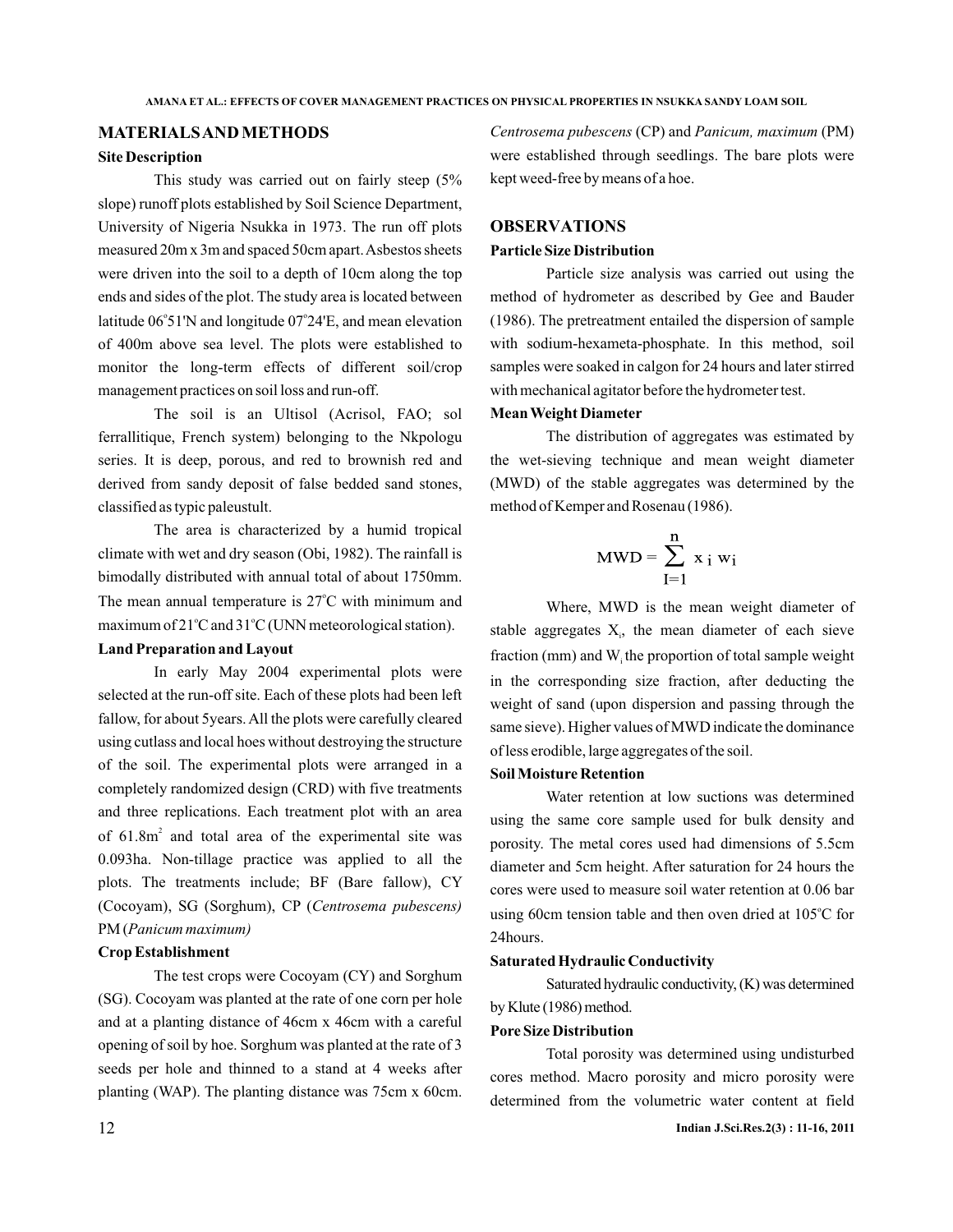## MATERIALS AND METHODS

### Site Description

This study was carried out on fairly steep (5% slope) runoff plots established by Soil Science Department, University of Nigeria Nsukka in 1973. The run off plots measured 20m x 3m and spaced 50cm apart. Asbestos sheets were driven into the soil to a depth of 10cm along the top ends and sides of the plot. The study area is located between latitude 06°51'N and longitude 07°24'E, and mean elevation of 400m above sea level. The plots were established to monitor the long-term effects of different soil/crop management practices on soil loss and run-off.

The soil is an Ultisol (Acrisol, FAO; sol ferrallitique, French system) belonging to the Nkpologu series. It is deep, porous, and red to brownish red and derived from sandy deposit of false bedded sand stones, classified as typic paleustult.

The area is characterized by a humid tropical climate with wet and dry season (Obi, 1982). The rainfall is bimodally distributed with annual total of about 1750mm. The mean annual temperature is 27°C with minimum and maximum of 21°C and 31°C (UNN meteorological station).

### Land Preparation and Layout

In early May 2004 experimental plots were selected at the run-off site. Each of these plots had been left fallow, for about 5years. All the plots were carefully cleared using cutlass and local hoes without destroying the structure of the soil. The experimental plots were arranged in a completely randomized design (CRD) with five treatments and three replications. Each treatment plot with an area of 61.8m$^2$ and total area of the experimental site was 0.093ha. Non-tillage practice was applied to all the plots. The treatments include; BF (Bare fallow), CY (Cocoyam), SG (Sorghum), CP (*Centrosema pubescens)* PM (*Panicum maximum)*

### Crop Establishment

The test crops were Cocoyam (CY) and Sorghum (SG). Cocoyam was planted at the rate of one corn per hole and at a planting distance of 46cm x 46cm with a careful opening of soil by hoe. Sorghum was planted at the rate of 3 seeds per hole and thinned to a stand at 4 weeks after planting (WAP). The planting distance was 75cm x 60cm. *Centrosema pubescens* (CP) and *Panicum, maximum* (PM) were established through seedlings. The bare plots were kept weed-free by means of a hoe.

## OBSERVATIONS

### Particle Size Distribution

Particle size analysis was carried out using the method of hydrometer as described by Gee and Bauder (1986). The pretreatment entailed the dispersion of sample with sodium-hexameta-phosphate. In this method, soil samples were soaked in calgon for 24 hours and later stirred with mechanical agitator before the hydrometer test.

### Mean Weight Diameter

The distribution of aggregates was estimated by the wet-sieving technique and mean weight diameter (MWD) of the stable aggregates was determined by the method of Kemper and Rosenau (1986).

$$MWD = \sum_{I=1}^{n} x_i w_i$$

Where, MWD is the mean weight diameter of stable aggregates $X_i$, the mean diameter of each sieve fraction (mm) and $W_i$ the proportion of total sample weight in the corresponding size fraction, after deducting the weight of sand (upon dispersion and passing through the same sieve). Higher values of MWD indicate the dominance of less erodible, large aggregates of the soil.

### Soil Moisture Retention

Water retention at low suctions was determined using the same core sample used for bulk density and porosity. The metal cores used had dimensions of 5.5cm diameter and 5cm height. After saturation for 24 hours the cores were used to measure soil water retention at 0.06 bar using 60cm tension table and then oven dried at 105°C for 24hours.

### Saturated Hydraulic Conductivity

Saturated hydraulic conductivity, (K) was determined by Klute (1986) method.

### Pore Size Distribution

Total porosity was determined using undisturbed cores method. Macro porosity and micro porosity were determined from the volumetric water content at field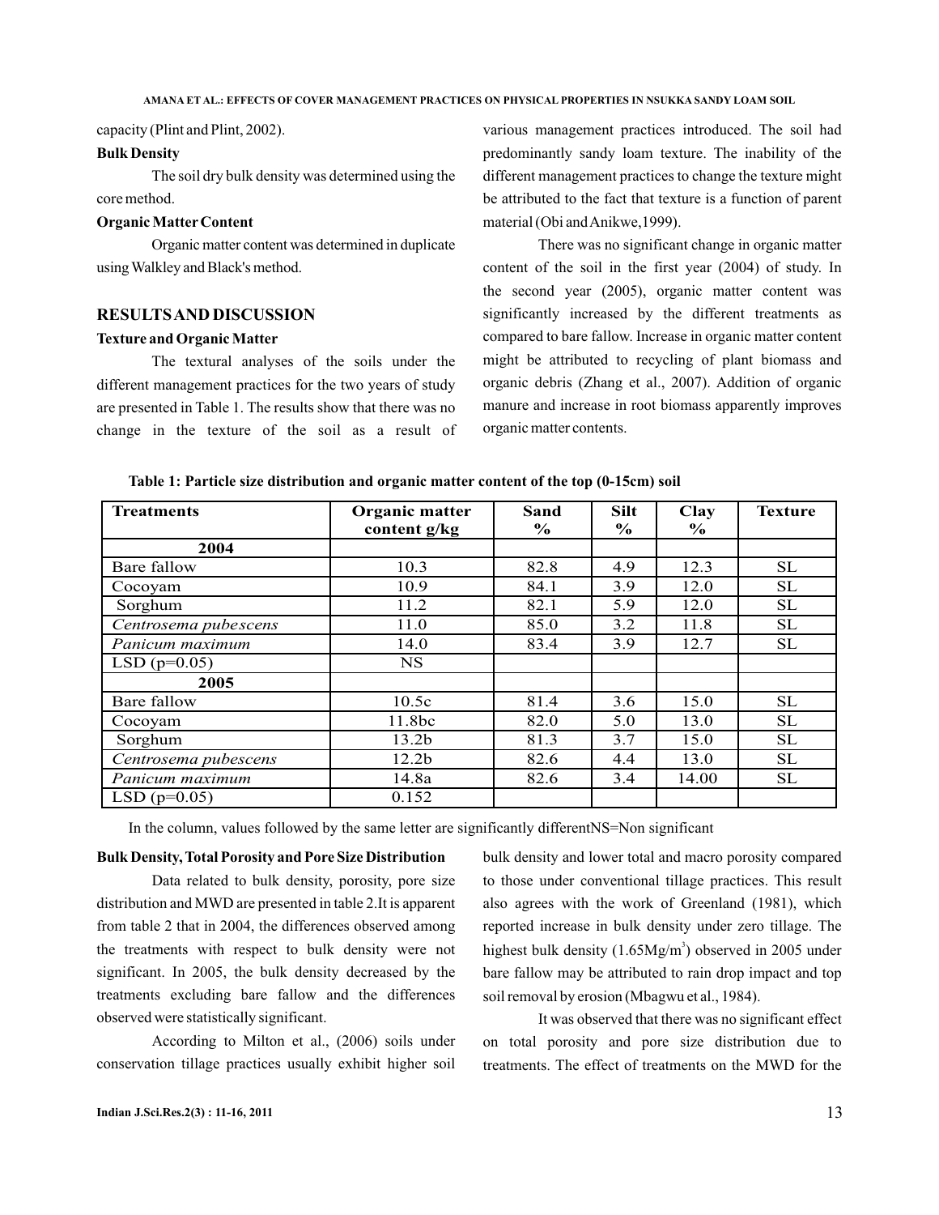capacity (Plint and Plint, 2002).

**Bulk Density**

The soil dry bulk density was determined using the core method.

**Organic Matter Content**

Organic matter content was determined in duplicate using Walkley and Black's method.

## RESULTS AND DISCUSSION

**Texture and Organic Matter**

The textural analyses of the soils under the different management practices for the two years of study are presented in Table 1. The results show that there was no change in the texture of the soil as a result of various management practices introduced. The soil had predominantly sandy loam texture. The inability of the different management practices to change the texture might be attributed to the fact that texture is a function of parent material (Obi and Anikwe,1999).

There was no significant change in organic matter content of the soil in the first year (2004) of study. In the second year (2005), organic matter content was significantly increased by the different treatments as compared to bare fallow. Increase in organic matter content might be attributed to recycling of plant biomass and organic debris (Zhang et al., 2007). Addition of organic manure and increase in root biomass apparently improves organic matter contents.

**Table 1: Particle size distribution and organic matter content of the top (0-15cm) soil**

| Treatments | Organic matter content g/kg | Sand % | Silt % | Clay % | Texture |
|---|---|---|---|---|---|
| **2004** | | | | | |
| Bare fallow | 10.3 | 82.8 | 4.9 | 12.3 | SL |
| Cocoyam | 10.9 | 84.1 | 3.9 | 12.0 | SL |
| Sorghum | 11.2 | 82.1 | 5.9 | 12.0 | SL |
| *Centrosema pubescens* | 11.0 | 85.0 | 3.2 | 11.8 | SL |
| *Panicum maximum* | 14.0 | 83.4 | 3.9 | 12.7 | SL |
| LSD (p=0.05) | NS | | | | |
| **2005** | | | | | |
| Bare fallow | 10.5c | 81.4 | 3.6 | 15.0 | SL |
| Cocoyam | 11.8bc | 82.0 | 5.0 | 13.0 | SL |
| Sorghum | 13.2b | 81.3 | 3.7 | 15.0 | SL |
| *Centrosema pubescens* | 12.2b | 82.6 | 4.4 | 13.0 | SL |
| *Panicum maximum* | 14.8a | 82.6 | 3.4 | 14.00 | SL |
| LSD (p=0.05) | 0.152 | | | | |

In the column, values followed by the same letter are significantly differentNS=Non significant

**Bulk Density, Total Porosity and Pore Size Distribution**

Data related to bulk density, porosity, pore size distribution and MWD are presented in table 2.It is apparent from table 2 that in 2004, the differences observed among the treatments with respect to bulk density were not significant. In 2005, the bulk density decreased by the treatments excluding bare fallow and the differences observed were statistically significant.

According to Milton et al., (2006) soils under conservation tillage practices usually exhibit higher soil bulk density and lower total and macro porosity compared to those under conventional tillage practices. This result also agrees with the work of Greenland (1981), which reported increase in bulk density under zero tillage. The highest bulk density (1.65Mg/m$^3$) observed in 2005 under bare fallow may be attributed to rain drop impact and top soil removal by erosion (Mbagwu et al., 1984).

It was observed that there was no significant effect on total porosity and pore size distribution due to treatments. The effect of treatments on the MWD for the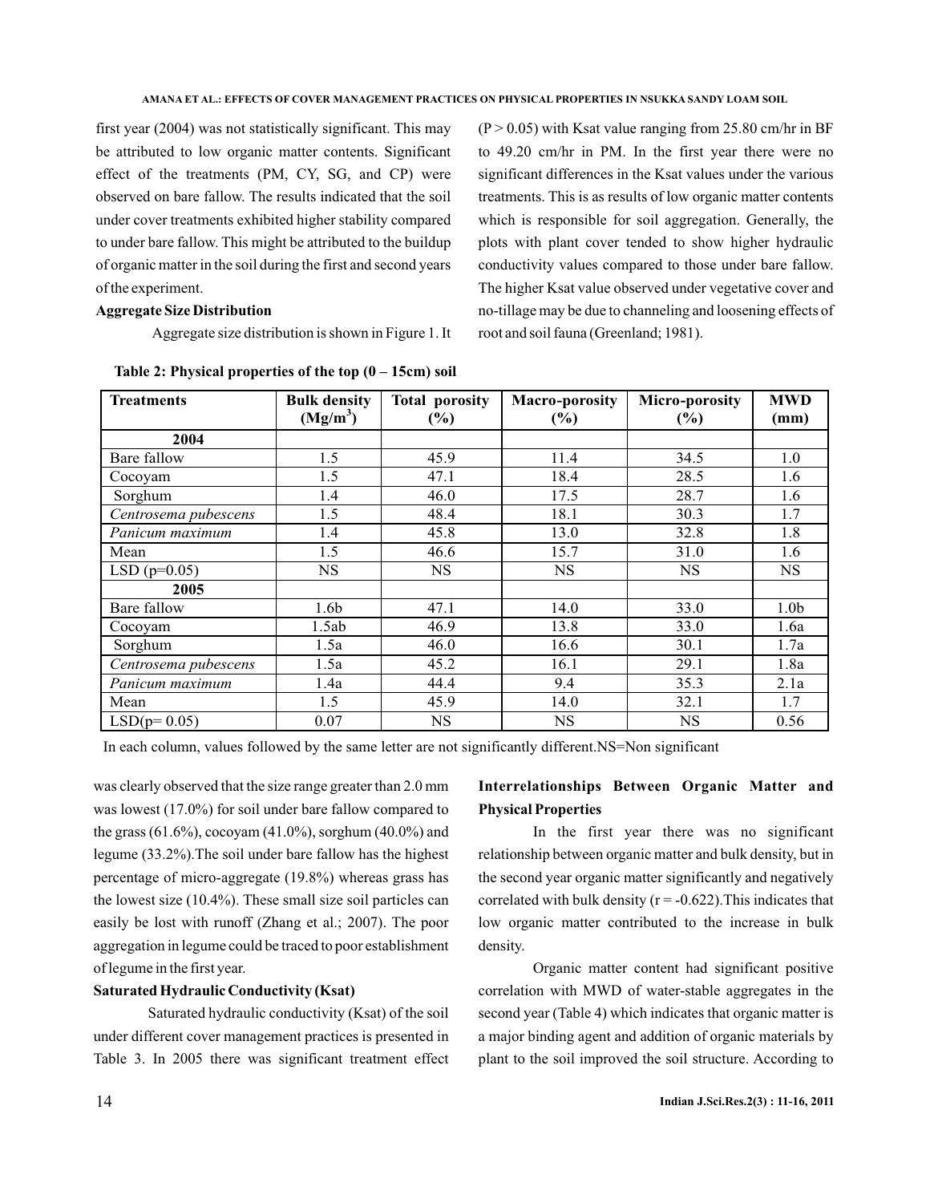first year (2004) was not statistically significant. This may be attributed to low organic matter contents. Significant effect of the treatments (PM, CY, SG, and CP) were observed on bare fallow. The results indicated that the soil under cover treatments exhibited higher stability compared to under bare fallow. This might be attributed to the buildup of organic matter in the soil during the first and second years of the experiment.

**Aggregate Size Distribution**

Aggregate size distribution is shown in Figure 1. It was clearly observed that the size range greater than 2.0 mm was lowest (17.0%) for soil under bare fallow compared to the grass (61.6%), cocoyam (41.0%), sorghum (40.0%) and legume (33.2%). The soil under bare fallow has the highest percentage of micro-aggregate (19.8%) whereas grass has the lowest size (10.4%). These small size soil particles can easily be lost with runoff (Zhang et al.; 2007). The poor aggregation in legume could be traced to poor establishment of legume in the first year.

**Table 2: Physical properties of the top (0 – 15cm) soil**

| Treatments | Bulk density ($Mg/m^3$) | Total porosity (%) | Macro-porosity (%) | Micro-porosity (%) | MWD (mm) |
|---|---|---|---|---|---|
| **2004** | | | | | |
| Bare fallow | 1.5 | 45.9 | 11.4 | 34.5 | 1.0 |
| Cocoyam | 1.5 | 47.1 | 18.4 | 28.5 | 1.6 |
| Sorghum | 1.4 | 46.0 | 17.5 | 28.7 | 1.6 |
| *Centrosema pubescens* | 1.5 | 48.4 | 18.1 | 30.3 | 1.7 |
| *Panicum maximum* | 1.4 | 45.8 | 13.0 | 32.8 | 1.8 |
| Mean | 1.5 | 46.6 | 15.7 | 31.0 | 1.6 |
| LSD (p=0.05) | NS | NS | NS | NS | NS |
| **2005** | | | | | |
| Bare fallow | 1.6b | 47.1 | 14.0 | 33.0 | 1.0b |
| Cocoyam | 1.5ab | 46.9 | 13.8 | 33.0 | 1.6a |
| Sorghum | 1.5a | 46.0 | 16.6 | 30.1 | 1.7a |
| *Centrosema pubescens* | 1.5a | 45.2 | 16.1 | 29.1 | 1.8a |
| *Panicum maximum* | 1.4a | 44.4 | 9.4 | 35.3 | 2.1a |
| Mean | 1.5 | 45.9 | 14.0 | 32.1 | 1.7 |
| LSD(p= 0.05) | 0.07 | NS | NS | NS | 0.56 |

In each column, values followed by the same letter are not significantly different. NS=Non significant

**Saturated Hydraulic Conductivity (Ksat)**

Saturated hydraulic conductivity (Ksat) of the soil under different cover management practices is presented in Table 3. In 2005 there was significant treatment effect ($P > 0.05$) with Ksat value ranging from 25.80 cm/hr in BF to 49.20 cm/hr in PM. In the first year there were no significant differences in the Ksat values under the various treatments. This is as results of low organic matter contents which is responsible for soil aggregation. Generally, the plots with plant cover tended to show higher hydraulic conductivity values compared to those under bare fallow. The higher Ksat value observed under vegetative cover and no-tillage may be due to channeling and loosening effects of root and soil fauna (Greenland; 1981).

**Interrelationships Between Organic Matter and Physical Properties**

In the first year there was no significant relationship between organic matter and bulk density, but in the second year organic matter significantly and negatively correlated with bulk density ($r = -0.622$). This indicates that low organic matter contributed to the increase in bulk density.

Organic matter content had significant positive correlation with MWD of water-stable aggregates in the second year (Table 4) which indicates that organic matter is a major binding agent and addition of organic materials by plant to the soil improved the soil structure. According to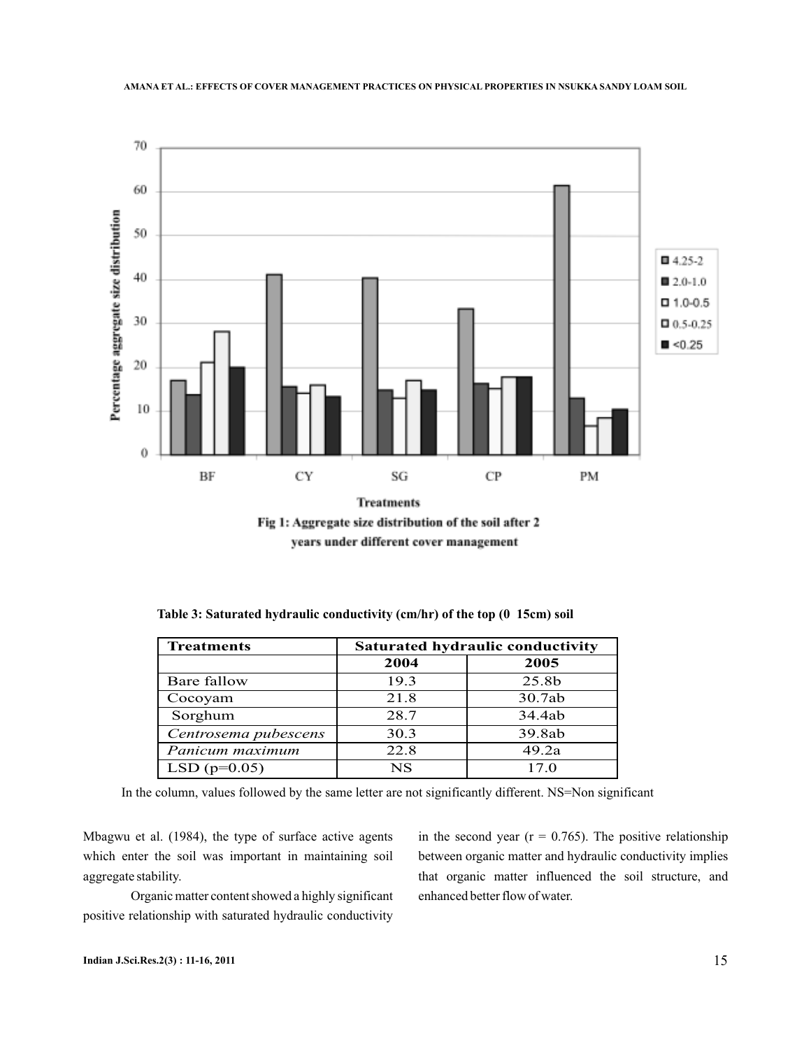Fig 1: Aggregate size distribution of the soil after 2 years under different cover management

**Table 3: Saturated hydraulic conductivity (cm/hr) of the top (0 15cm) soil**

| Treatments | Saturated hydraulic conductivity | |
|---|---|---|
| | 2004 | 2005 |
| Bare fallow | 19.3 | 25.8b |
| Cocoyam | 21.8 | 30.7ab |
| Sorghum | 28.7 | 34.4ab |
| *Centrosema pubescens* | 30.3 | 39.8ab |
| *Panicum maximum* | 22.8 | 49.2a |
| LSD (p=0.05) | NS | 17.0 |

In the column, values followed by the same letter are not significantly different. NS=Non significant

Mbagwu et al. (1984), the type of surface active agents which enter the soil was important in maintaining soil aggregate stability.

Organic matter content showed a highly significant positive relationship with saturated hydraulic conductivity in the second year ($r = 0.765$). The positive relationship between organic matter and hydraulic conductivity implies that organic matter influenced the soil structure, and enhanced better flow of water.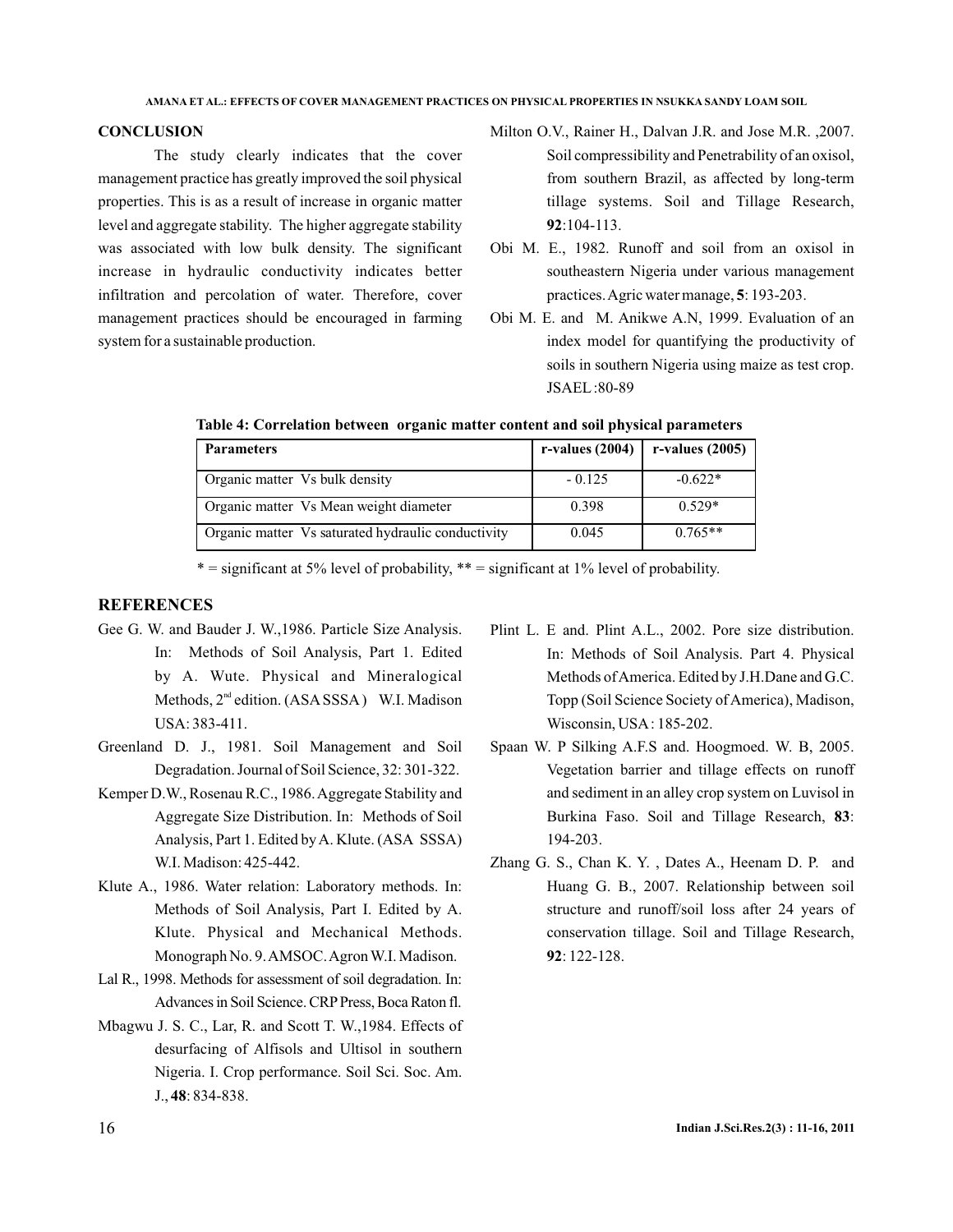## CONCLUSION

The study clearly indicates that the cover management practice has greatly improved the soil physical properties. This is as a result of increase in organic matter level and aggregate stability. The higher aggregate stability was associated with low bulk density. The significant increase in hydraulic conductivity indicates better infiltration and percolation of water. Therefore, cover management practices should be encouraged in farming system for a sustainable production.

Milton O.V., Rainer H., Dalvan J.R. and Jose M.R. ,2007. Soil compressibility and Penetrability of an oxisol, from southern Brazil, as affected by long-term tillage systems. Soil and Tillage Research, **92**:104-113.

Obi M. E., 1982. Runoff and soil from an oxisol in southeastern Nigeria under various management practices. Agric water manage, **5**: 193-203.

Obi M. E. and M. Anikwe A.N, 1999. Evaluation of an index model for quantifying the productivity of soils in southern Nigeria using maize as test crop. JSAEL:80-89

**Table 4: Correlation between organic matter content and soil physical parameters**

| Parameters | r-values (2004) | r-values (2005) |
|---|---|---|
| Organic matter Vs bulk density | - 0.125 | -0.622* |
| Organic matter Vs Mean weight diameter | 0.398 | 0.529* |
| Organic matter Vs saturated hydraulic conductivity | 0.045 | 0.765** |

* = significant at 5% level of probability, ** = significant at 1% level of probability.

## REFERENCES

Gee G. W. and Bauder J. W.,1986. Particle Size Analysis. In: Methods of Soil Analysis, Part 1. Edited by A. Wute. Physical and Mineralogical Methods, 2nd edition. (ASA SSSA ) W.I. Madison USA: 383-411.

Greenland D. J., 1981. Soil Management and Soil Degradation. Journal of Soil Science, 32: 301-322.

Kemper D.W., Rosenau R.C., 1986. Aggregate Stability and Aggregate Size Distribution. In: Methods of Soil Analysis, Part 1. Edited by A. Klute. (ASA SSSA) W.I. Madison: 425-442.

Klute A., 1986. Water relation: Laboratory methods. In: Methods of Soil Analysis, Part I. Edited by A. Klute. Physical and Mechanical Methods. Monograph No. 9. AMSOC. Agron W.I. Madison.

Lal R., 1998. Methods for assessment of soil degradation. In: Advances in Soil Science. CRP Press, Boca Raton fl.

Mbagwu J. S. C., Lar, R. and Scott T. W.,1984. Effects of desurfacing of Alfisols and Ultisol in southern Nigeria. I. Crop performance. Soil Sci. Soc. Am. J., **48**: 834-838.

Plint L. E and. Plint A.L., 2002. Pore size distribution. In: Methods of Soil Analysis. Part 4. Physical Methods of America. Edited by J.H.Dane and G.C. Topp (Soil Science Society of America), Madison, Wisconsin, USA: 185-202.

Spaan W. P Silking A.F.S and. Hoogmoed. W. B, 2005. Vegetation barrier and tillage effects on runoff and sediment in an alley crop system on Luvisol in Burkina Faso. Soil and Tillage Research, **83**: 194-203.

Zhang G. S., Chan K. Y. , Dates A., Heenam D. P. and Huang G. B., 2007. Relationship between soil structure and runoff/soil loss after 24 years of conservation tillage. Soil and Tillage Research, **92**: 122-128.